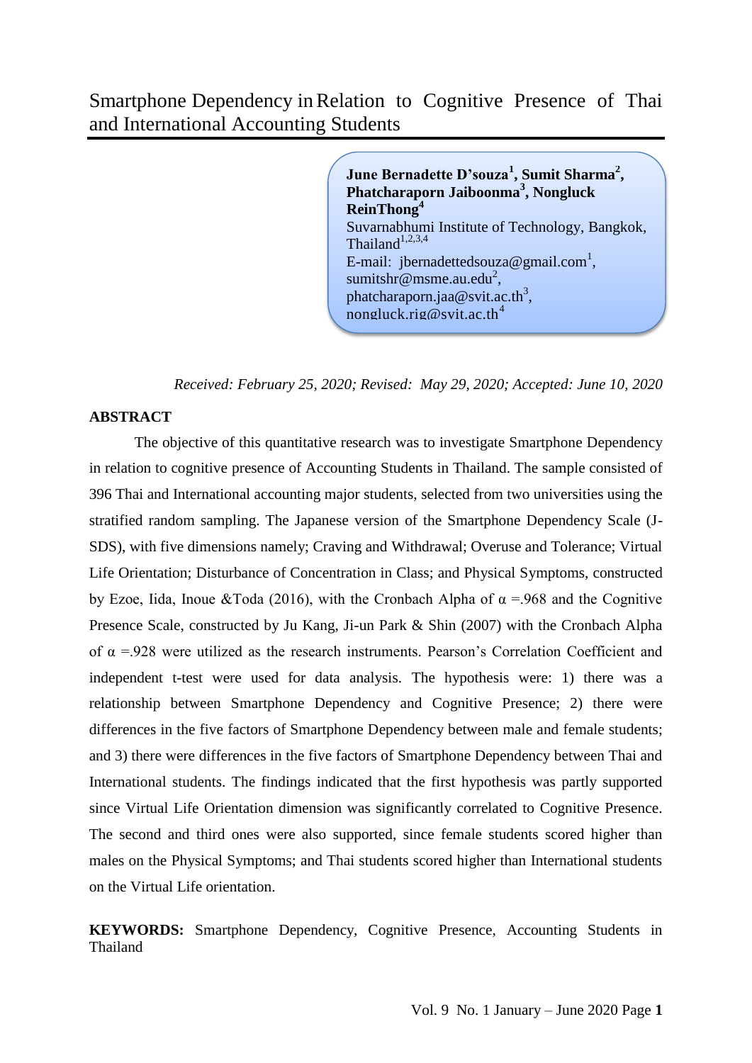# Smartphone Dependency in Relation to Cognitive Presence of Thai and International Accounting Students

**June Bernadette D'souza[1], Sumit Sharma[2], Phatcharaporn Jaiboonma[3], Nongluck ReinThong[4]**

Suvarnabhumi Institute of Technology, Bangkok, Thailand[1,2,3,4]

E-mail: jbernadettedsouza@gmail.com[1], sumitshr@msme.au.edu[2], phatcharaporn.jaa@svit.ac.th[3], nongluck.rig@svit.ac.th[4]

*Received: February 25, 2020; Revised: May 29, 2020; Accepted: June 10, 2020*

## ABSTRACT

The objective of this quantitative research was to investigate Smartphone Dependency in relation to cognitive presence of Accounting Students in Thailand. The sample consisted of 396 Thai and International accounting major students, selected from two universities using the stratified random sampling. The Japanese version of the Smartphone Dependency Scale (J-SDS), with five dimensions namely; Craving and Withdrawal; Overuse and Tolerance; Virtual Life Orientation; Disturbance of Concentration in Class; and Physical Symptoms, constructed by Ezoe, Iida, Inoue &Toda (2016), with the Cronbach Alpha of $\alpha$ =.968 and the Cognitive Presence Scale, constructed by Ju Kang, Ji-un Park & Shin (2007) with the Cronbach Alpha of $\alpha$ =.928 were utilized as the research instruments. Pearson's Correlation Coefficient and independent t-test were used for data analysis. The hypothesis were: 1) there was a relationship between Smartphone Dependency and Cognitive Presence; 2) there were differences in the five factors of Smartphone Dependency between male and female students; and 3) there were differences in the five factors of Smartphone Dependency between Thai and International students. The findings indicated that the first hypothesis was partly supported since Virtual Life Orientation dimension was significantly correlated to Cognitive Presence. The second and third ones were also supported, since female students scored higher than males on the Physical Symptoms; and Thai students scored higher than International students on the Virtual Life orientation.

**KEYWORDS:** Smartphone Dependency, Cognitive Presence, Accounting Students in Thailand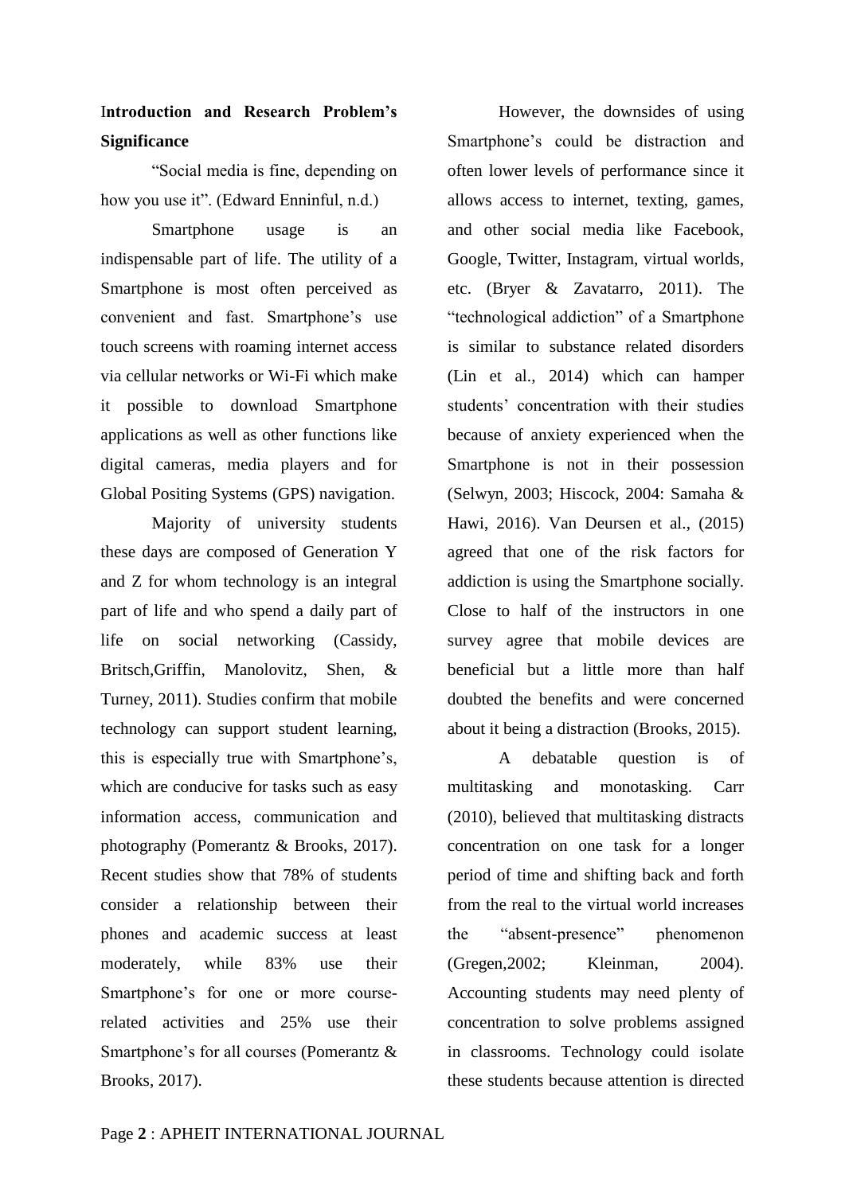## Introduction and Research Problem's Significance

"Social media is fine, depending on how you use it". (Edward Enninful, n.d.)

Smartphone usage is an indispensable part of life. The utility of a Smartphone is most often perceived as convenient and fast. Smartphone's use touch screens with roaming internet access via cellular networks or Wi-Fi which make it possible to download Smartphone applications as well as other functions like digital cameras, media players and for Global Positing Systems (GPS) navigation.

Majority of university students these days are composed of Generation Y and Z for whom technology is an integral part of life and who spend a daily part of life on social networking (Cassidy, Britsch,Griffin, Manolovitz, Shen, & Turney, 2011). Studies confirm that mobile technology can support student learning, this is especially true with Smartphone's, which are conducive for tasks such as easy information access, communication and photography (Pomerantz & Brooks, 2017). Recent studies show that 78% of students consider a relationship between their phones and academic success at least moderately, while 83% use their Smartphone's for one or more course-related activities and 25% use their Smartphone's for all courses (Pomerantz & Brooks, 2017).

However, the downsides of using Smartphone's could be distraction and often lower levels of performance since it allows access to internet, texting, games, and other social media like Facebook, Google, Twitter, Instagram, virtual worlds, etc. (Bryer & Zavatarro, 2011). The "technological addiction" of a Smartphone is similar to substance related disorders (Lin et al., 2014) which can hamper students' concentration with their studies because of anxiety experienced when the Smartphone is not in their possession (Selwyn, 2003; Hiscock, 2004: Samaha & Hawi, 2016). Van Deursen et al., (2015) agreed that one of the risk factors for addiction is using the Smartphone socially. Close to half of the instructors in one survey agree that mobile devices are beneficial but a little more than half doubted the benefits and were concerned about it being a distraction (Brooks, 2015).

A debatable question is of multitasking and monotasking. Carr (2010), believed that multitasking distracts concentration on one task for a longer period of time and shifting back and forth from the real to the virtual world increases the "absent-presence" phenomenon (Gregen,2002; Kleinman, 2004). Accounting students may need plenty of concentration to solve problems assigned in classrooms. Technology could isolate these students because attention is directed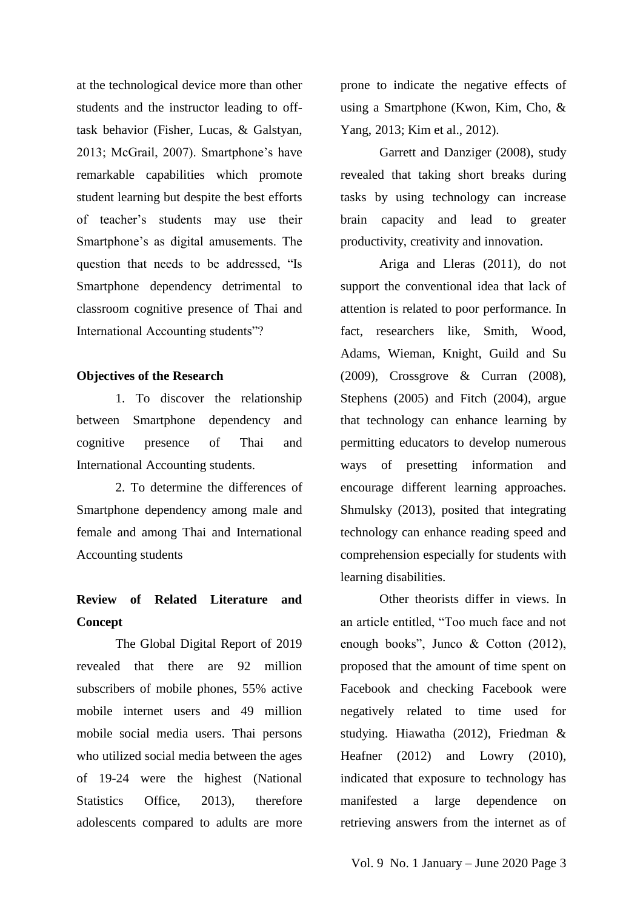at the technological device more than other students and the instructor leading to off-task behavior (Fisher, Lucas, & Galstyan, 2013; McGrail, 2007). Smartphone's have remarkable capabilities which promote student learning but despite the best efforts of teacher's students may use their Smartphone's as digital amusements. The question that needs to be addressed, "Is Smartphone dependency detrimental to classroom cognitive presence of Thai and International Accounting students"?

**Objectives of the Research**

1. To discover the relationship between Smartphone dependency and cognitive presence of Thai and International Accounting students.

2. To determine the differences of Smartphone dependency among male and female and among Thai and International Accounting students

**Review of Related Literature and Concept**

The Global Digital Report of 2019 revealed that there are 92 million subscribers of mobile phones, 55% active mobile internet users and 49 million mobile social media users. Thai persons who utilized social media between the ages of 19-24 were the highest (National Statistics Office, 2013), therefore adolescents compared to adults are more prone to indicate the negative effects of using a Smartphone (Kwon, Kim, Cho, & Yang, 2013; Kim et al., 2012).

Garrett and Danziger (2008), study revealed that taking short breaks during tasks by using technology can increase brain capacity and lead to greater productivity, creativity and innovation.

Ariga and Lleras (2011), do not support the conventional idea that lack of attention is related to poor performance. In fact, researchers like, Smith, Wood, Adams, Wieman, Knight, Guild and Su (2009), Crossgrove & Curran (2008), Stephens (2005) and Fitch (2004), argue that technology can enhance learning by permitting educators to develop numerous ways of presetting information and encourage different learning approaches. Shmulsky (2013), posited that integrating technology can enhance reading speed and comprehension especially for students with learning disabilities.

Other theorists differ in views. In an article entitled, "Too much face and not enough books", Junco & Cotton (2012), proposed that the amount of time spent on Facebook and checking Facebook were negatively related to time used for studying. Hiawatha (2012), Friedman & Heafner (2012) and Lowry (2010), indicated that exposure to technology has manifested a large dependence on retrieving answers from the internet as of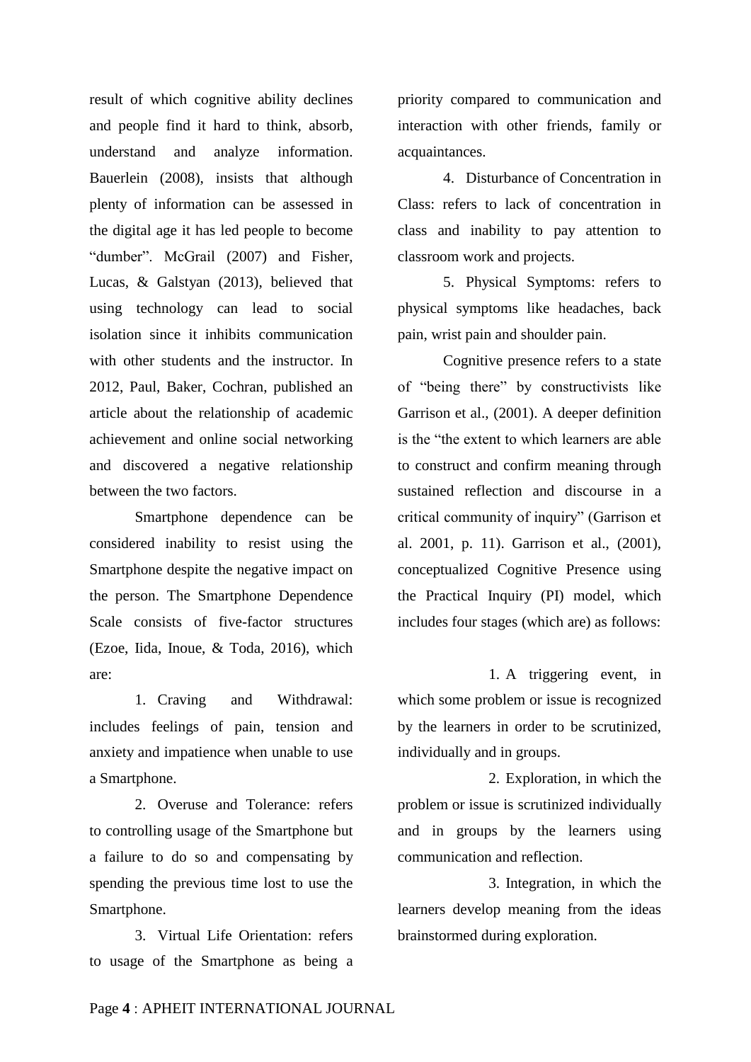result of which cognitive ability declines and people find it hard to think, absorb, understand and analyze information. Bauerlein (2008), insists that although plenty of information can be assessed in the digital age it has led people to become "dumber". McGrail (2007) and Fisher, Lucas, & Galstyan (2013), believed that using technology can lead to social isolation since it inhibits communication with other students and the instructor. In 2012, Paul, Baker, Cochran, published an article about the relationship of academic achievement and online social networking and discovered a negative relationship between the two factors.

Smartphone dependence can be considered inability to resist using the Smartphone despite the negative impact on the person. The Smartphone Dependence Scale consists of five-factor structures (Ezoe, Iida, Inoue, & Toda, 2016), which are:

1. Craving and Withdrawal: includes feelings of pain, tension and anxiety and impatience when unable to use a Smartphone.

2. Overuse and Tolerance: refers to controlling usage of the Smartphone but a failure to do so and compensating by spending the previous time lost to use the Smartphone.

3. Virtual Life Orientation: refers to usage of the Smartphone as being a priority compared to communication and interaction with other friends, family or acquaintances.

4. Disturbance of Concentration in Class: refers to lack of concentration in class and inability to pay attention to classroom work and projects.

5. Physical Symptoms: refers to physical symptoms like headaches, back pain, wrist pain and shoulder pain.

Cognitive presence refers to a state of "being there" by constructivists like Garrison et al., (2001). A deeper definition is the "the extent to which learners are able to construct and confirm meaning through sustained reflection and discourse in a critical community of inquiry" (Garrison et al. 2001, p. 11). Garrison et al., (2001), conceptualized Cognitive Presence using the Practical Inquiry (PI) model, which includes four stages (which are) as follows:

1. A triggering event, in which some problem or issue is recognized by the learners in order to be scrutinized, individually and in groups.

2. Exploration, in which the problem or issue is scrutinized individually and in groups by the learners using communication and reflection.

3. Integration, in which the learners develop meaning from the ideas brainstormed during exploration.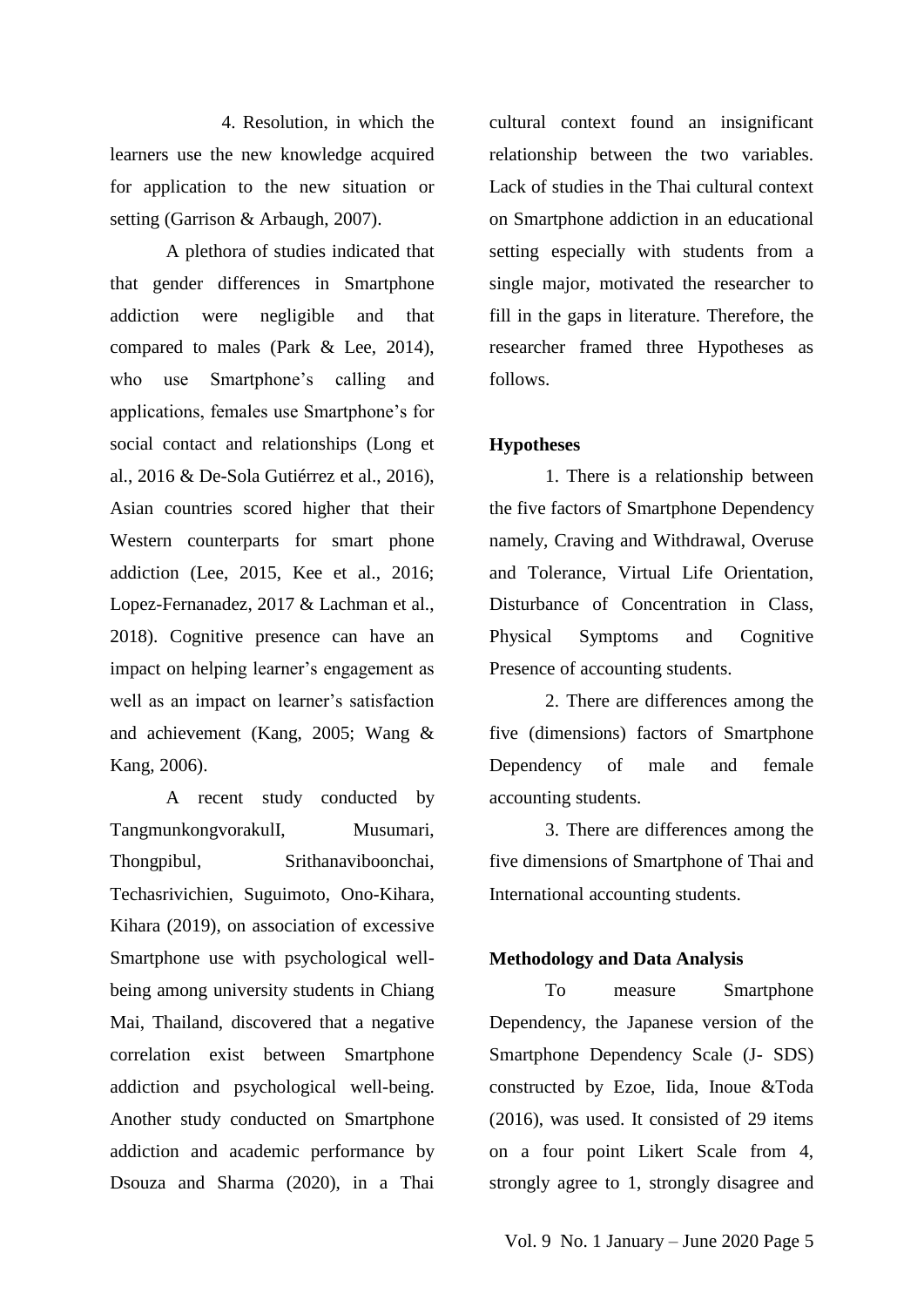4. Resolution, in which the learners use the new knowledge acquired for application to the new situation or setting (Garrison & Arbaugh, 2007).

A plethora of studies indicated that that gender differences in Smartphone addiction were negligible and that compared to males (Park & Lee, 2014), who use Smartphone's calling and applications, females use Smartphone's for social contact and relationships (Long et al., 2016 & De-Sola Gutiérrez et al., 2016), Asian countries scored higher that their Western counterparts for smart phone addiction (Lee, 2015, Kee et al., 2016; Lopez-Fernanadez, 2017 & Lachman et al., 2018). Cognitive presence can have an impact on helping learner's engagement as well as an impact on learner's satisfaction and achievement (Kang, 2005; Wang & Kang, 2006).

A recent study conducted by TangmunkongvorakulI, Musumari, Thongpibul, Srithanaviboonchai, Techasrivichien, Suguimoto, Ono-Kihara, Kihara (2019), on association of excessive Smartphone use with psychological well-being among university students in Chiang Mai, Thailand, discovered that a negative correlation exist between Smartphone addiction and psychological well-being. Another study conducted on Smartphone addiction and academic performance by Dsouza and Sharma (2020), in a Thai cultural context found an insignificant relationship between the two variables. Lack of studies in the Thai cultural context on Smartphone addiction in an educational setting especially with students from a single major, motivated the researcher to fill in the gaps in literature. Therefore, the researcher framed three Hypotheses as follows.

**Hypotheses**

1. There is a relationship between the five factors of Smartphone Dependency namely, Craving and Withdrawal, Overuse and Tolerance, Virtual Life Orientation, Disturbance of Concentration in Class, Physical Symptoms and Cognitive Presence of accounting students.

2. There are differences among the five (dimensions) factors of Smartphone Dependency of male and female accounting students.

3. There are differences among the five dimensions of Smartphone of Thai and International accounting students.

**Methodology and Data Analysis**

To measure Smartphone Dependency, the Japanese version of the Smartphone Dependency Scale (J- SDS) constructed by Ezoe, Iida, Inoue &Toda (2016), was used. It consisted of 29 items on a four point Likert Scale from 4, strongly agree to 1, strongly disagree and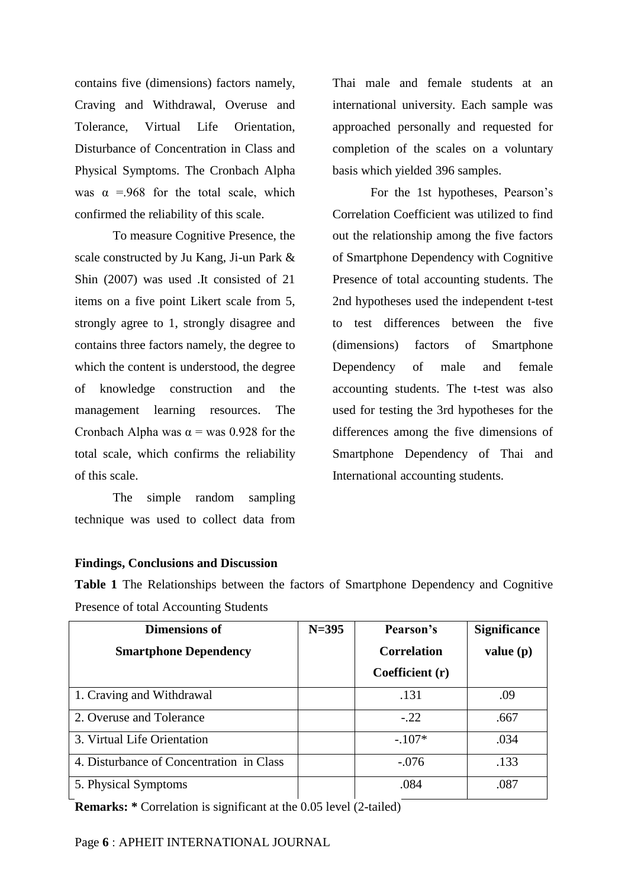contains five (dimensions) factors namely, Craving and Withdrawal, Overuse and Tolerance, Virtual Life Orientation, Disturbance of Concentration in Class and Physical Symptoms. The Cronbach Alpha was $\alpha$ =.968 for the total scale, which confirmed the reliability of this scale.

To measure Cognitive Presence, the scale constructed by Ju Kang, Ji-un Park & Shin (2007) was used .It consisted of 21 items on a five point Likert scale from 5, strongly agree to 1, strongly disagree and contains three factors namely, the degree to which the content is understood, the degree of knowledge construction and the management learning resources. The Cronbach Alpha was $\alpha$ = was 0.928 for the total scale, which confirms the reliability of this scale.

The simple random sampling technique was used to collect data from Thai male and female students at an international university. Each sample was approached personally and requested for completion of the scales on a voluntary basis which yielded 396 samples.

For the 1st hypotheses, Pearson's Correlation Coefficient was utilized to find out the relationship among the five factors of Smartphone Dependency with Cognitive Presence of total accounting students. The 2nd hypotheses used the independent t-test to test differences between the five (dimensions) factors of Smartphone Dependency of male and female accounting students. The t-test was also used for testing the 3rd hypotheses for the differences among the five dimensions of Smartphone Dependency of Thai and International accounting students.

## Findings, Conclusions and Discussion

**Table 1** The Relationships between the factors of Smartphone Dependency and Cognitive Presence of total Accounting Students

| Dimensions of Smartphone Dependency | N=395 | Pearson's Correlation Coefficient (r) | Significance value (p) |
|---|---|---|---|
| 1. Craving and Withdrawal | | .131 | .09 |
| 2. Overuse and Tolerance | | -.22 | .667 |
| 3. Virtual Life Orientation | | -.107* | .034 |
| 4. Disturbance of Concentration in Class | | -.076 | .133 |
| 5. Physical Symptoms | | .084 | .087 |

**Remarks: *** Correlation is significant at the 0.05 level (2-tailed)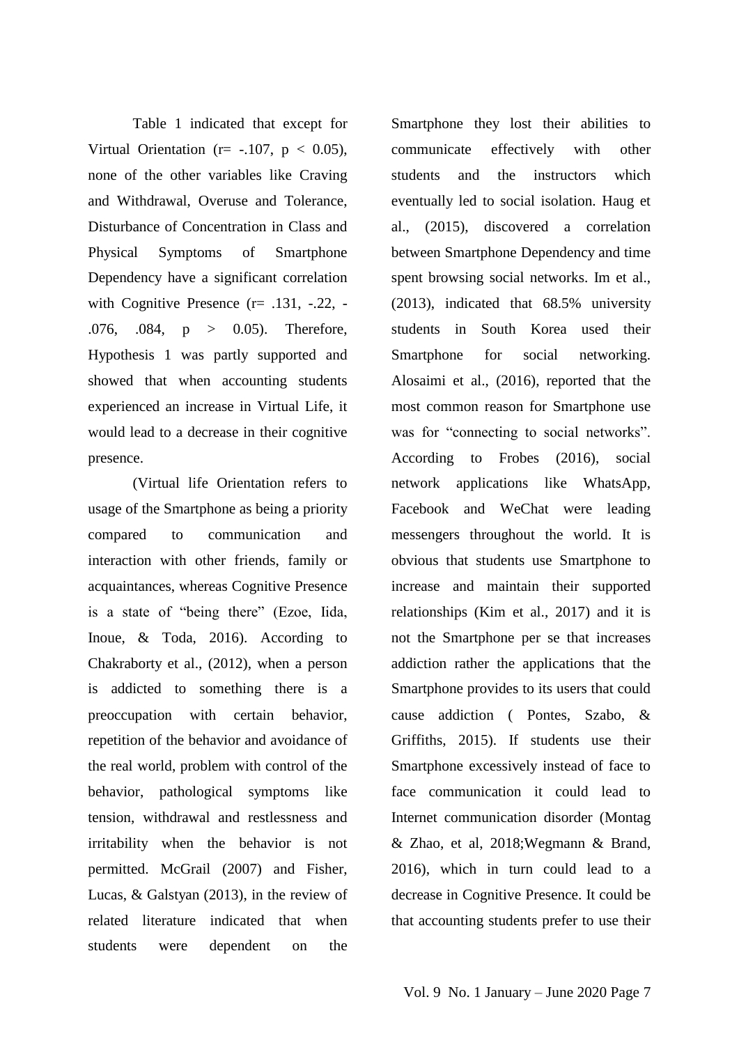Table 1 indicated that except for Virtual Orientation ($r= -.107$, $p < 0.05$), none of the other variables like Craving and Withdrawal, Overuse and Tolerance, Disturbance of Concentration in Class and Physical Symptoms of Smartphone Dependency have a significant correlation with Cognitive Presence ($r= .131, -.22, -.076, .084$, $p > 0.05$). Therefore, Hypothesis 1 was partly supported and showed that when accounting students experienced an increase in Virtual Life, it would lead to a decrease in their cognitive presence.

(Virtual life Orientation refers to usage of the Smartphone as being a priority compared to communication and interaction with other friends, family or acquaintances, whereas Cognitive Presence is a state of "being there" (Ezoe, Iida, Inoue, & Toda, 2016). According to Chakraborty et al., (2012), when a person is addicted to something there is a preoccupation with certain behavior, repetition of the behavior and avoidance of the real world, problem with control of the behavior, pathological symptoms like tension, withdrawal and restlessness and irritability when the behavior is not permitted. McGrail (2007) and Fisher, Lucas, & Galstyan (2013), in the review of related literature indicated that when students were dependent on the Smartphone they lost their abilities to communicate effectively with other students and the instructors which eventually led to social isolation. Haug et al., (2015), discovered a correlation between Smartphone Dependency and time spent browsing social networks. Im et al., (2013), indicated that 68.5% university students in South Korea used their Smartphone for social networking. Alosaimi et al., (2016), reported that the most common reason for Smartphone use was for "connecting to social networks". According to Frobes (2016), social network applications like WhatsApp, Facebook and WeChat were leading messengers throughout the world. It is obvious that students use Smartphone to increase and maintain their supported relationships (Kim et al., 2017) and it is not the Smartphone per se that increases addiction rather the applications that the Smartphone provides to its users that could cause addiction ( Pontes, Szabo, & Griffiths, 2015). If students use their Smartphone excessively instead of face to face communication it could lead to Internet communication disorder (Montag & Zhao, et al, 2018;Wegmann & Brand, 2016), which in turn could lead to a decrease in Cognitive Presence. It could be that accounting students prefer to use their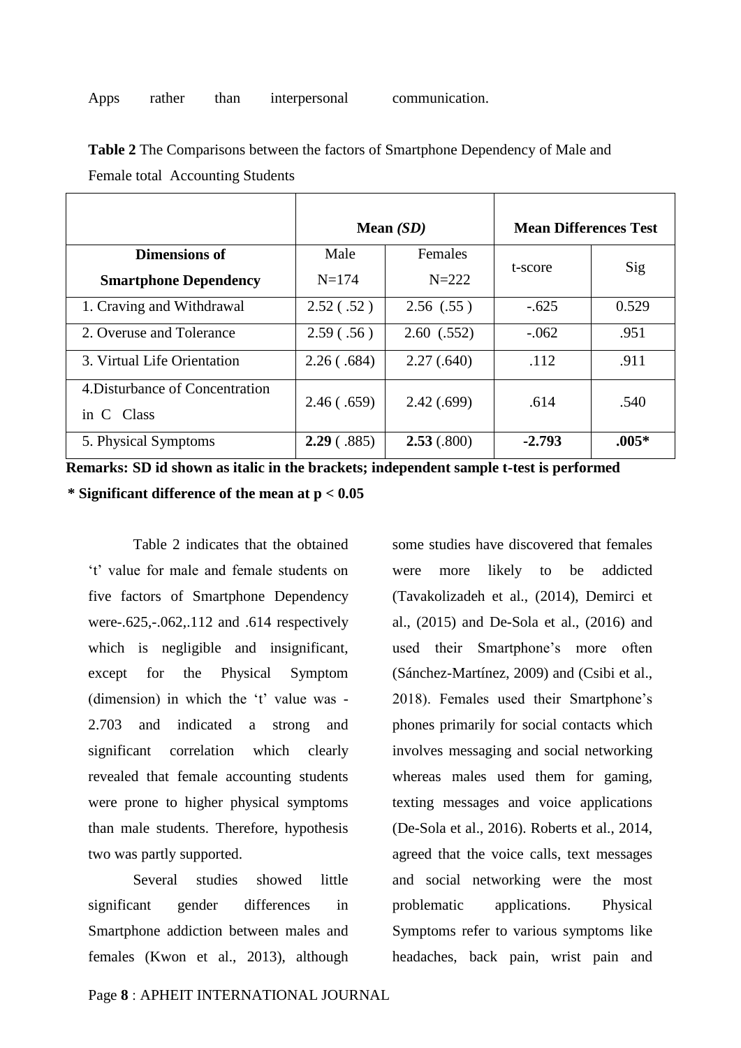Apps rather than interpersonal communication.

**Table 2** The Comparisons between the factors of Smartphone Dependency of Male and Female total Accounting Students

| | **Mean *(SD)*** | | **Mean Differences Test** | |
|---|---|---|---|---|
| **Dimensions of Smartphone Dependency** | Male N=174 | Females N=222 | t-score | Sig |
| 1. Craving and Withdrawal | 2.52 ( .52 ) | 2.56 (.55 ) | -.625 | 0.529 |
| 2. Overuse and Tolerance | 2.59 ( .56 ) | 2.60 (.552) | -.062 | .951 |
| 3. Virtual Life Orientation | 2.26 ( .684) | 2.27 (.640) | .112 | .911 |
| 4.Disturbance of Concentration in C Class | 2.46 ( .659) | 2.42 (.699) | .614 | .540 |
| 5. Physical Symptoms | **2.29** ( .885) | **2.53** (.800) | **-2.793** | **.005*** |

**Remarks: SD id shown as italic in the brackets; independent sample t-test is performed**

**\* Significant difference of the mean at $p < 0.05$**

Table 2 indicates that the obtained 't' value for male and female students on five factors of Smartphone Dependency were-.625,-.062,.112 and .614 respectively which is negligible and insignificant, except for the Physical Symptom (dimension) in which the 't' value was -2.703 and indicated a strong and significant correlation which clearly revealed that female accounting students were prone to higher physical symptoms than male students. Therefore, hypothesis two was partly supported.

Several studies showed little significant gender differences in Smartphone addiction between males and females (Kwon et al., 2013), although some studies have discovered that females were more likely to be addicted (Tavakolizadeh et al., (2014), Demirci et al., (2015) and De-Sola et al., (2016) and used their Smartphone's more often (Sánchez-Martínez, 2009) and (Csibi et al., 2018). Females used their Smartphone's phones primarily for social contacts which involves messaging and social networking whereas males used them for gaming, texting messages and voice applications (De-Sola et al., 2016). Roberts et al., 2014, agreed that the voice calls, text messages and social networking were the most problematic applications. Physical Symptoms refer to various symptoms like headaches, back pain, wrist pain and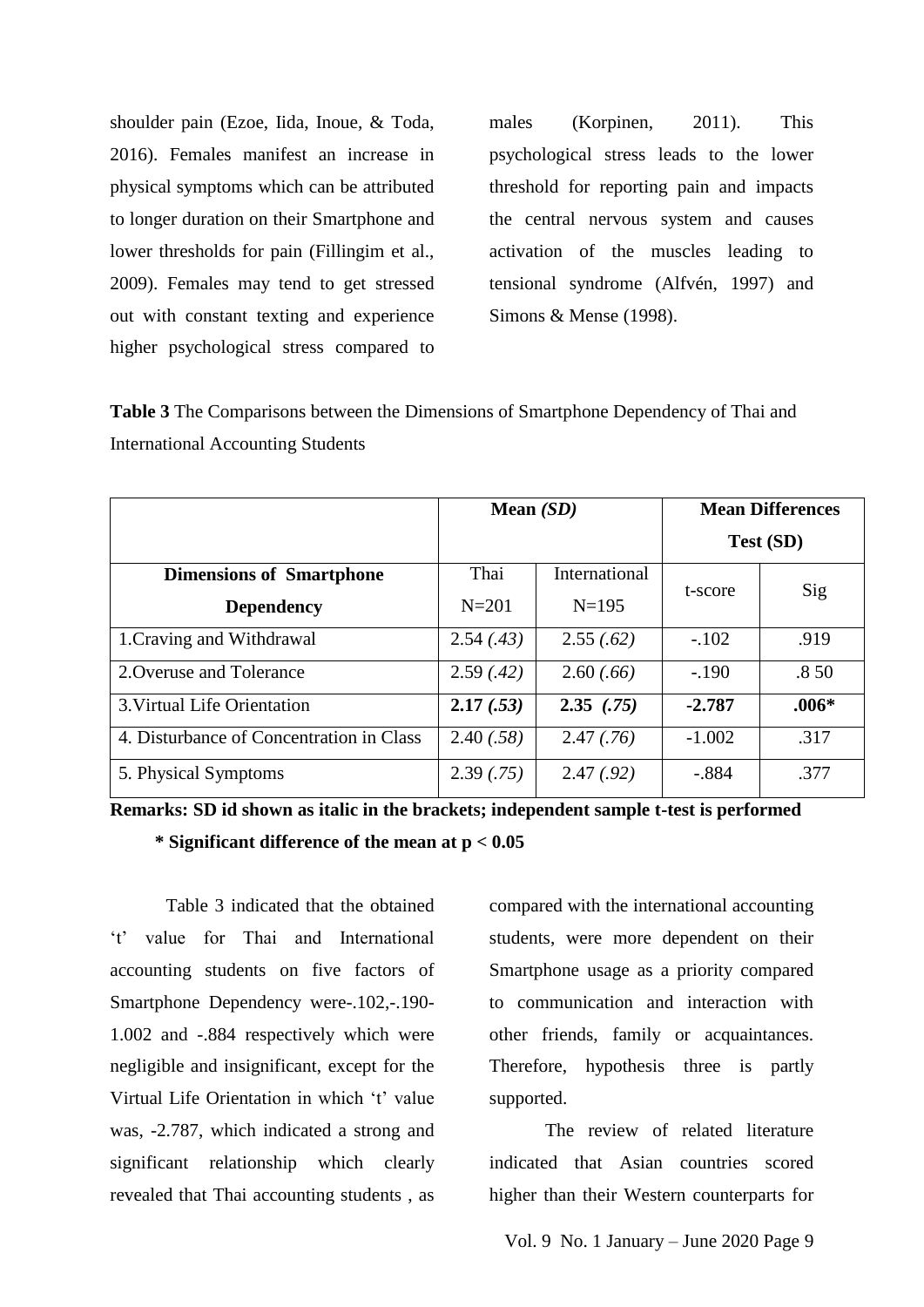shoulder pain (Ezoe, Iida, Inoue, & Toda, 2016). Females manifest an increase in physical symptoms which can be attributed to longer duration on their Smartphone and lower thresholds for pain (Fillingim et al., 2009). Females may tend to get stressed out with constant texting and experience higher psychological stress compared to males (Korpinen, 2011). This psychological stress leads to the lower threshold for reporting pain and impacts the central nervous system and causes activation of the muscles leading to tensional syndrome (Alfvén, 1997) and Simons & Mense (1998).

**Table 3** The Comparisons between the Dimensions of Smartphone Dependency of Thai and International Accounting Students

| | **Mean *(SD)*** | | **Mean Differences Test (SD)** | |
|---|---|---|---|---|
| **Dimensions of Smartphone Dependency** | Thai N=201 | International N=195 | t-score | Sig |
| 1.Craving and Withdrawal | 2.54 *(.43)* | 2.55 *(.62)* | -.102 | .919 |
| 2.Overuse and Tolerance | 2.59 *(.42)* | 2.60 *(.66)* | -.190 | .8 50 |
| 3.Virtual Life Orientation | **2.17 *(.53)*** | **2.35 *(.75)*** | **-2.787** | **.006*** |
| 4. Disturbance of Concentration in Class | 2.40 *(.58)* | 2.47 *(.76)* | -1.002 | .317 |
| 5. Physical Symptoms | 2.39 *(.75)* | 2.47 *(.92)* | -.884 | .377 |

**Remarks: SD id shown as italic in the brackets; independent sample t-test is performed**

**\* Significant difference of the mean at $p < 0.05$**

Table 3 indicated that the obtained 't' value for Thai and International accounting students on five factors of Smartphone Dependency were-.102,-.190-1.002 and -.884 respectively which were negligible and insignificant, except for the Virtual Life Orientation in which 't' value was, -2.787, which indicated a strong and significant relationship which clearly revealed that Thai accounting students , as compared with the international accounting students, were more dependent on their Smartphone usage as a priority compared to communication and interaction with other friends, family or acquaintances. Therefore, hypothesis three is partly supported.

The review of related literature indicated that Asian countries scored higher than their Western counterparts for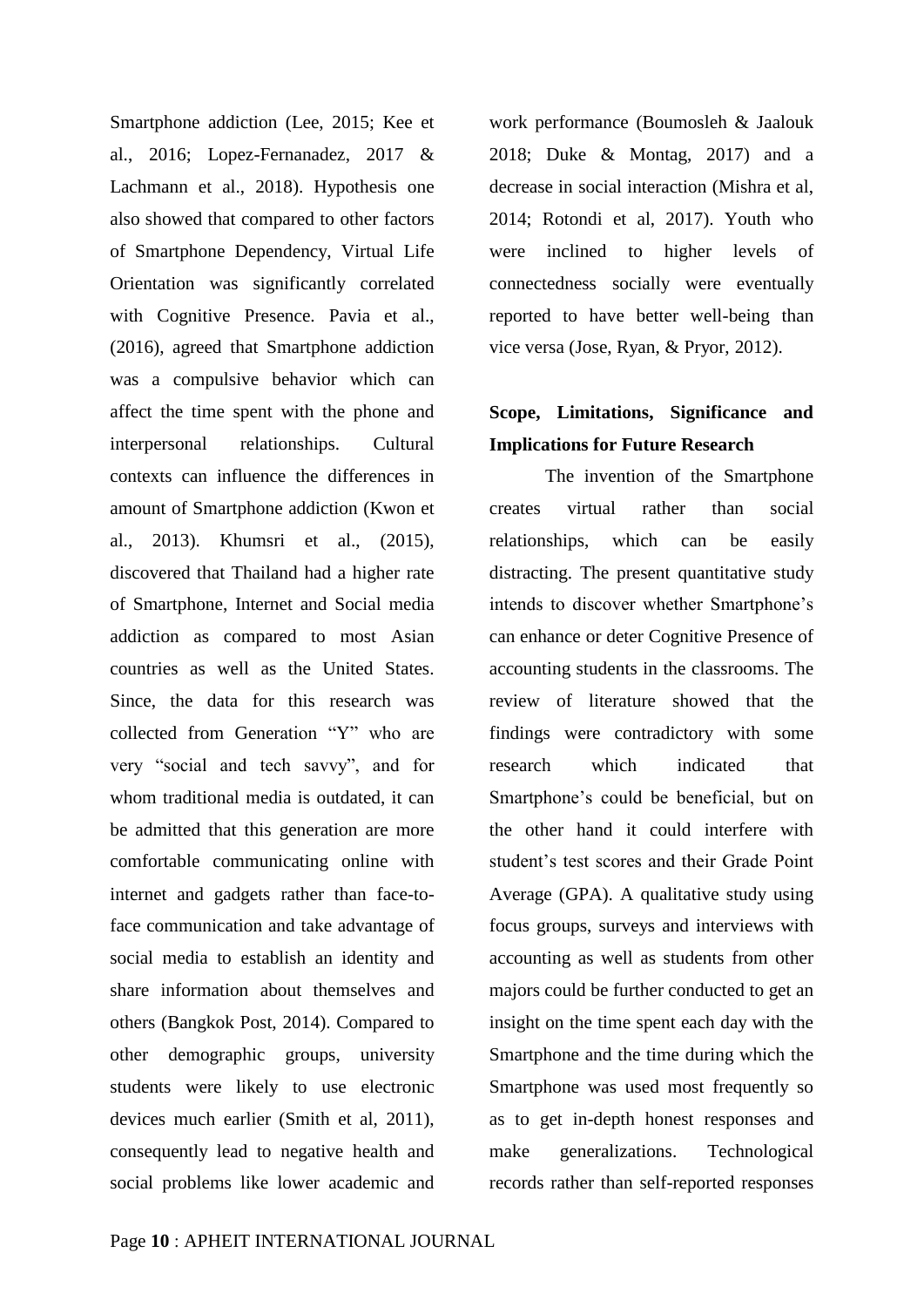Smartphone addiction (Lee, 2015; Kee et al., 2016; Lopez-Fernanadez, 2017 & Lachmann et al., 2018). Hypothesis one also showed that compared to other factors of Smartphone Dependency, Virtual Life Orientation was significantly correlated with Cognitive Presence. Pavia et al., (2016), agreed that Smartphone addiction was a compulsive behavior which can affect the time spent with the phone and interpersonal relationships. Cultural contexts can influence the differences in amount of Smartphone addiction (Kwon et al., 2013). Khumsri et al., (2015), discovered that Thailand had a higher rate of Smartphone, Internet and Social media addiction as compared to most Asian countries as well as the United States. Since, the data for this research was collected from Generation "Y" who are very "social and tech savvy", and for whom traditional media is outdated, it can be admitted that this generation are more comfortable communicating online with internet and gadgets rather than face-to-face communication and take advantage of social media to establish an identity and share information about themselves and others (Bangkok Post, 2014). Compared to other demographic groups, university students were likely to use electronic devices much earlier (Smith et al, 2011), consequently lead to negative health and social problems like lower academic and work performance (Boumosleh & Jaalouk 2018; Duke & Montag, 2017) and a decrease in social interaction (Mishra et al, 2014; Rotondi et al, 2017). Youth who were inclined to higher levels of connectedness socially were eventually reported to have better well-being than vice versa (Jose, Ryan, & Pryor, 2012).

## Scope, Limitations, Significance and Implications for Future Research

The invention of the Smartphone creates virtual rather than social relationships, which can be easily distracting. The present quantitative study intends to discover whether Smartphone's can enhance or deter Cognitive Presence of accounting students in the classrooms. The review of literature showed that the findings were contradictory with some research which indicated that Smartphone's could be beneficial, but on the other hand it could interfere with student's test scores and their Grade Point Average (GPA). A qualitative study using focus groups, surveys and interviews with accounting as well as students from other majors could be further conducted to get an insight on the time spent each day with the Smartphone and the time during which the Smartphone was used most frequently so as to get in-depth honest responses and make generalizations. Technological records rather than self-reported responses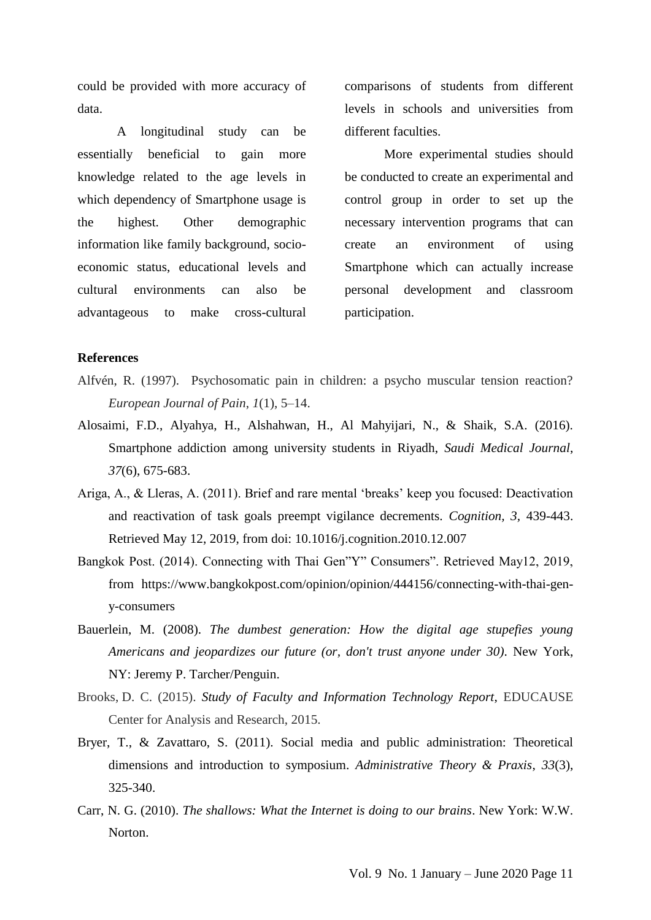could be provided with more accuracy of data.

A longitudinal study can be essentially beneficial to gain more knowledge related to the age levels in which dependency of Smartphone usage is the highest. Other demographic information like family background, socio-economic status, educational levels and cultural environments can also be advantageous to make cross-cultural comparisons of students from different levels in schools and universities from different faculties.

More experimental studies should be conducted to create an experimental and control group in order to set up the necessary intervention programs that can create an environment of using Smartphone which can actually increase personal development and classroom participation.

**References**

Alfvén, R. (1997). Psychosomatic pain in children: a psycho muscular tension reaction? *European Journal of Pain*, *1*(1), 5–14.

Alosaimi, F.D., Alyahya, H., Alshahwan, H., Al Mahyijari, N., & Shaik, S.A. (2016). Smartphone addiction among university students in Riyadh, *Saudi Medical Journal*, *37*(6), 675-683.

Ariga, A., & Lleras, A. (2011). Brief and rare mental 'breaks' keep you focused: Deactivation and reactivation of task goals preempt vigilance decrements. *Cognition, 3*, 439-443. Retrieved May 12, 2019, from doi: 10.1016/j.cognition.2010.12.007

Bangkok Post. (2014). Connecting with Thai Gen"Y" Consumers". Retrieved May12, 2019, from https://www.bangkokpost.com/opinion/opinion/444156/connecting-with-thai-gen-y-consumers

Bauerlein, M. (2008). *The dumbest generation: How the digital age stupefies young Americans and jeopardizes our future (or, don't trust anyone under 30)*. New York, NY: Jeremy P. Tarcher/Penguin.

Brooks, D. C. (2015). *Study of Faculty and Information Technology Report*, EDUCAUSE Center for Analysis and Research, 2015.

Bryer, T., & Zavattaro, S. (2011). Social media and public administration: Theoretical dimensions and introduction to symposium. *Administrative Theory & Praxis*, *33*(3), 325-340.

Carr, N. G. (2010). *The shallows: What the Internet is doing to our brains*. New York: W.W. Norton.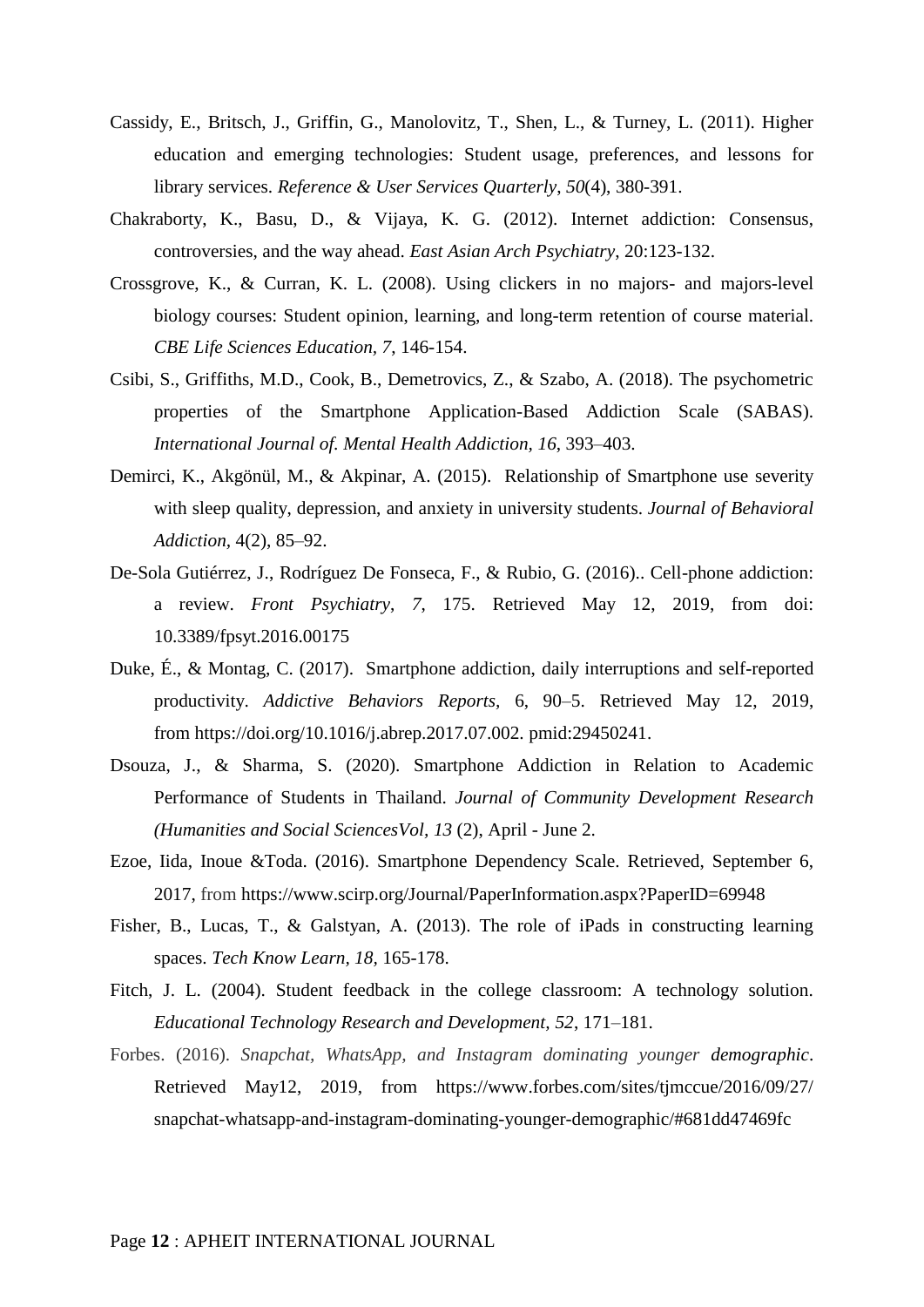Cassidy, E., Britsch, J., Griffin, G., Manolovitz, T., Shen, L., & Turney, L. (2011). Higher education and emerging technologies: Student usage, preferences, and lessons for library services. *Reference & User Services Quarterly*, *50*(4), 380-391.

Chakraborty, K., Basu, D., & Vijaya, K. G. (2012). Internet addiction: Consensus, controversies, and the way ahead. *East Asian Arch Psychiatry*, 20:123-132.

Crossgrove, K., & Curran, K. L. (2008). Using clickers in no majors- and majors-level biology courses: Student opinion, learning, and long-term retention of course material. *CBE Life Sciences Education, 7*, 146-154.

Csibi, S., Griffiths, M.D., Cook, B., Demetrovics, Z., & Szabo, A. (2018). The psychometric properties of the Smartphone Application-Based Addiction Scale (SABAS). *International Journal of. Mental Health Addiction, 16*, 393–403.

Demirci, K., Akgönül, M., & Akpinar, A. (2015). Relationship of Smartphone use severity with sleep quality, depression, and anxiety in university students. *Journal of Behavioral Addiction,* 4(2), 85–92.

De-Sola Gutiérrez, J., Rodríguez De Fonseca, F., & Rubio, G. (2016).. Cell-phone addiction: a review. *Front Psychiatry*, *7,* 175. Retrieved May 12, 2019, from doi: 10.3389/fpsyt.2016.00175

Duke, É., & Montag, C. (2017). Smartphone addiction, daily interruptions and self-reported productivity. *Addictive Behaviors Reports,* 6, 90–5. Retrieved May 12, 2019, from https://doi.org/10.1016/j.abrep.2017.07.002. pmid:29450241.

Dsouza, J., & Sharma, S. (2020). Smartphone Addiction in Relation to Academic Performance of Students in Thailand. *Journal of Community Development Research (Humanities and Social SciencesVol, 13* (2), April - June 2.

Ezoe, Iida, Inoue &Toda. (2016). Smartphone Dependency Scale. Retrieved, September 6, 2017, from https://www.scirp.org/Journal/PaperInformation.aspx?PaperID=69948

Fisher, B., Lucas, T., & Galstyan, A. (2013). The role of iPads in constructing learning spaces. *Tech Know Learn, 18*, 165-178.

Fitch, J. L. (2004). Student feedback in the college classroom: A technology solution. *Educational Technology Research and Development*, *52*, 171–181.

Forbes. (2016). *Snapchat, WhatsApp, and Instagram dominating younger demographic*. Retrieved May12, 2019, from https://www.forbes.com/sites/tjmccue/2016/09/27/snapchat-whatsapp-and-instagram-dominating-younger-demographic/#681dd47469fc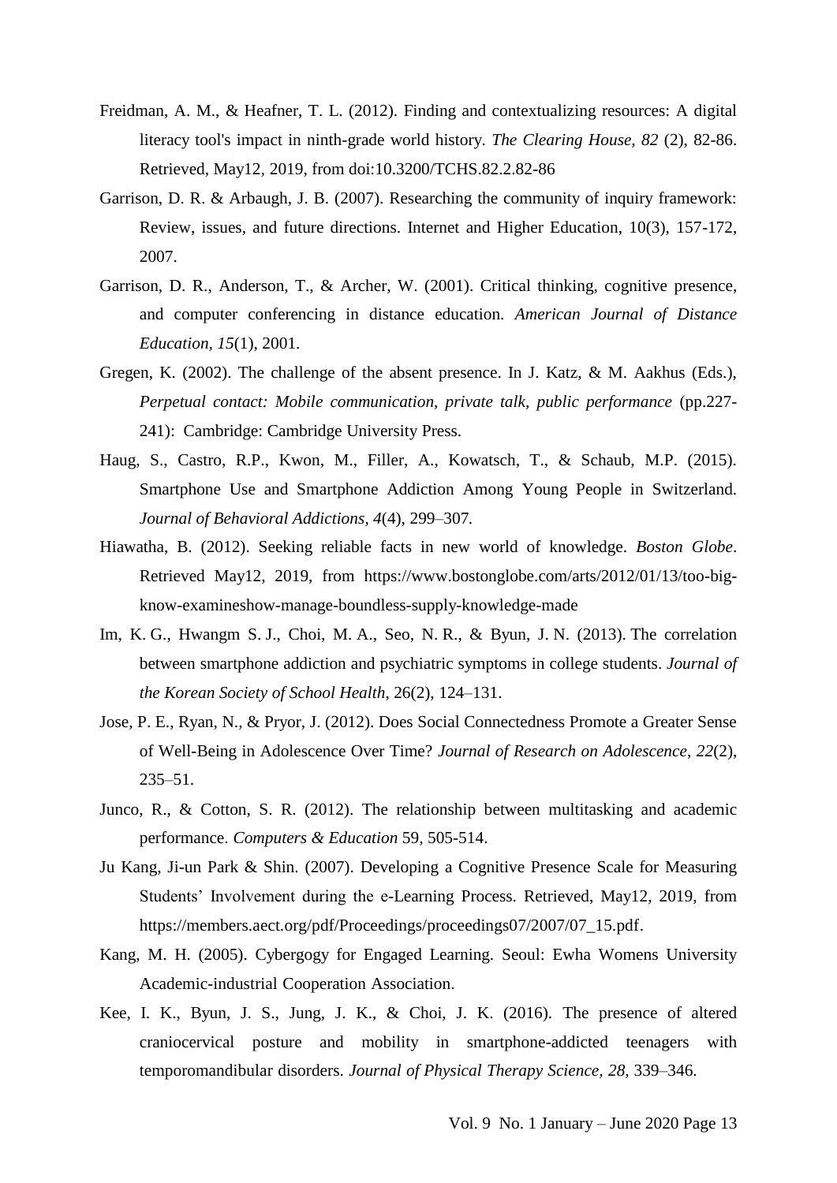Freidman, A. M., & Heafner, T. L. (2012). Finding and contextualizing resources: A digital literacy tool's impact in ninth-grade world history. *The Clearing House, 82* (2), 82-86. Retrieved, May12, 2019, from doi:10.3200/TCHS.82.2.82-86

Garrison, D. R. & Arbaugh, J. B. (2007). Researching the community of inquiry framework: Review, issues, and future directions. Internet and Higher Education, 10(3), 157-172, 2007.

Garrison, D. R., Anderson, T., & Archer, W. (2001). Critical thinking, cognitive presence, and computer conferencing in distance education. *American Journal of Distance Education, 15*(1), 2001.

Gregen, K. (2002). The challenge of the absent presence. In J. Katz, & M. Aakhus (Eds.), *Perpetual contact: Mobile communication, private talk, public performance* (pp.227-241): Cambridge: Cambridge University Press.

Haug, S., Castro, R.P., Kwon, M., Filler, A., Kowatsch, T., & Schaub, M.P. (2015). Smartphone Use and Smartphone Addiction Among Young People in Switzerland. *Journal of Behavioral Addictions, 4*(4), 299–307.

Hiawatha, B. (2012). Seeking reliable facts in new world of knowledge. *Boston Globe*. Retrieved May12, 2019, from https://www.bostonglobe.com/arts/2012/01/13/too-big-know-examineshow-manage-boundless-supply-knowledge-made

Im, K. G., Hwangm S. J., Choi, M. A., Seo, N. R., & Byun, J. N. (2013). The correlation between smartphone addiction and psychiatric symptoms in college students. *Journal of the Korean Society of School Health*, 26(2), 124–131.

Jose, P. E., Ryan, N., & Pryor, J. (2012). Does Social Connectedness Promote a Greater Sense of Well-Being in Adolescence Over Time? *Journal of Research on Adolescence*, *22*(2), 235–51.

Junco, R., & Cotton, S. R. (2012). The relationship between multitasking and academic performance. *Computers & Education* 59, 505-514.

Ju Kang, Ji-un Park & Shin. (2007). Developing a Cognitive Presence Scale for Measuring Students' Involvement during the e-Learning Process. Retrieved, May12, 2019, from https://members.aect.org/pdf/Proceedings/proceedings07/2007/07_15.pdf.

Kang, M. H. (2005). Cybergogy for Engaged Learning. Seoul: Ewha Womens University Academic-industrial Cooperation Association.

Kee, I. K., Byun, J. S., Jung, J. K., & Choi, J. K. (2016). The presence of altered craniocervical posture and mobility in smartphone-addicted teenagers with temporomandibular disorders. *Journal of Physical Therapy Science, 28,* 339–346.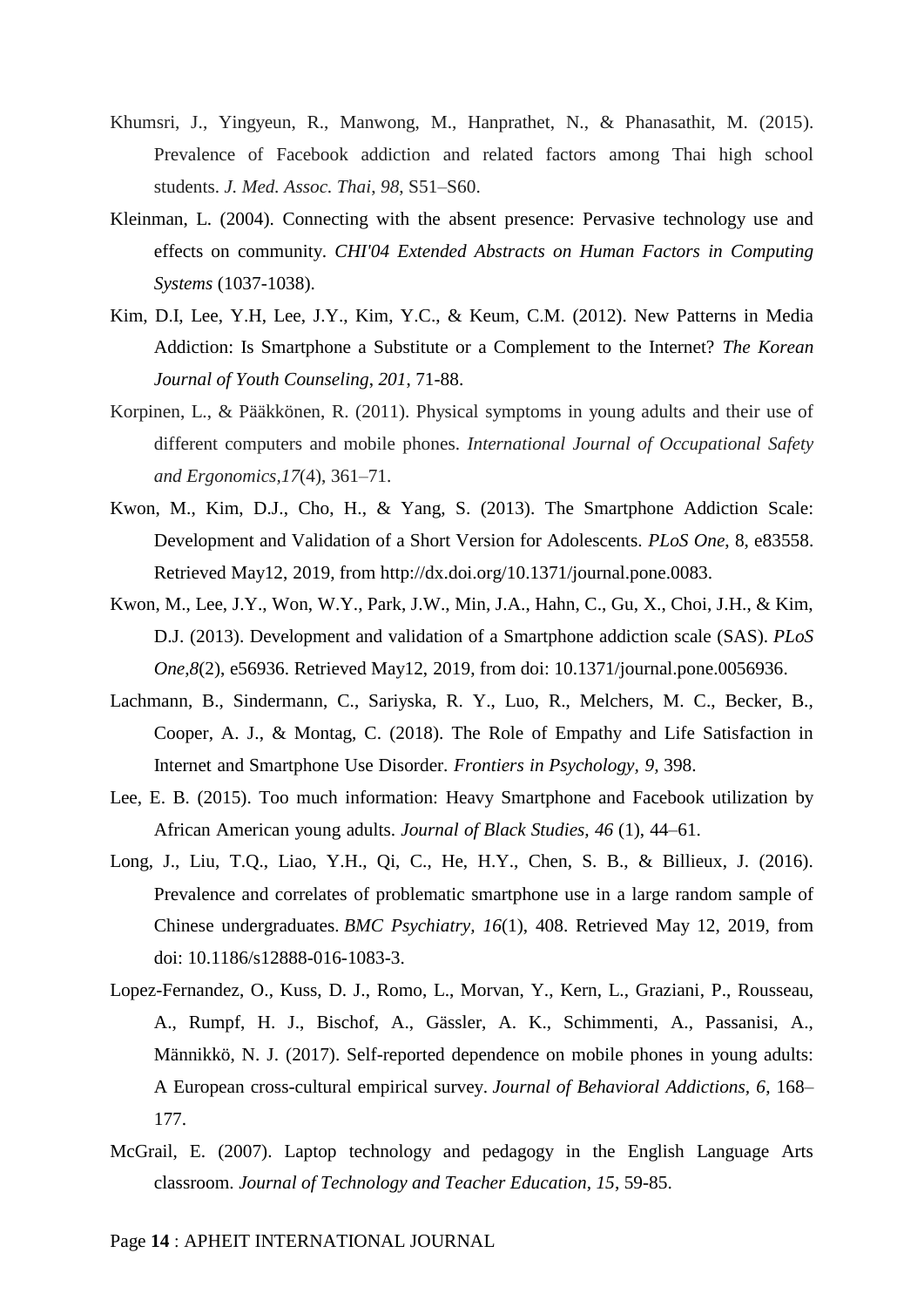Khumsri, J., Yingyeun, R., Manwong, M., Hanprathet, N., & Phanasathit, M. (2015). Prevalence of Facebook addiction and related factors among Thai high school students. *J. Med. Assoc. Thai*, *98*, S51–S60.

Kleinman, L. (2004). Connecting with the absent presence: Pervasive technology use and effects on community. *CHI'04 Extended Abstracts on Human Factors in Computing Systems* (1037-1038).

Kim, D.I, Lee, Y.H, Lee, J.Y., Kim, Y.C., & Keum, C.M. (2012). New Patterns in Media Addiction: Is Smartphone a Substitute or a Complement to the Internet? *The Korean Journal of Youth Counseling*, *201*, 71-88.

Korpinen, L., & Pääkkönen, R. (2011). Physical symptoms in young adults and their use of different computers and mobile phones. *International Journal of Occupational Safety and Ergonomics*,*17*(4), 361–71.

Kwon, M., Kim, D.J., Cho, H., & Yang, S. (2013). The Smartphone Addiction Scale: Development and Validation of a Short Version for Adolescents. *PLoS One*, 8, e83558. Retrieved May12, 2019, from http://dx.doi.org/10.1371/journal.pone.0083.

Kwon, M., Lee, J.Y., Won, W.Y., Park, J.W., Min, J.A., Hahn, C., Gu, X., Choi, J.H., & Kim, D.J. (2013). Development and validation of a Smartphone addiction scale (SAS). *PLoS One*,*8*(2), e56936. Retrieved May12, 2019, from doi: 10.1371/journal.pone.0056936.

Lachmann, B., Sindermann, C., Sariyska, R. Y., Luo, R., Melchers, M. C., Becker, B., Cooper, A. J., & Montag, C. (2018). The Role of Empathy and Life Satisfaction in Internet and Smartphone Use Disorder. *Frontiers in Psychology*, *9*, 398.

Lee, E. B. (2015). Too much information: Heavy Smartphone and Facebook utilization by African American young adults. *Journal of Black Studies, 46* (1), 44–61.

Long, J., Liu, T.Q., Liao, Y.H., Qi, C., He, H.Y., Chen, S. B., & Billieux, J. (2016). Prevalence and correlates of problematic smartphone use in a large random sample of Chinese undergraduates. *BMC Psychiatry, 16*(1), 408. Retrieved May 12, 2019, from doi: 10.1186/s12888-016-1083-3.

Lopez-Fernandez, O., Kuss, D. J., Romo, L., Morvan, Y., Kern, L., Graziani, P., Rousseau, A., Rumpf, H. J., Bischof, A., Gässler, A. K., Schimmenti, A., Passanisi, A., Männikkö, N. J. (2017). Self-reported dependence on mobile phones in young adults: A European cross-cultural empirical survey. *Journal of Behavioral Addictions*, *6*, 168–177.

McGrail, E. (2007). Laptop technology and pedagogy in the English Language Arts classroom. *Journal of Technology and Teacher Education, 15*, 59-85.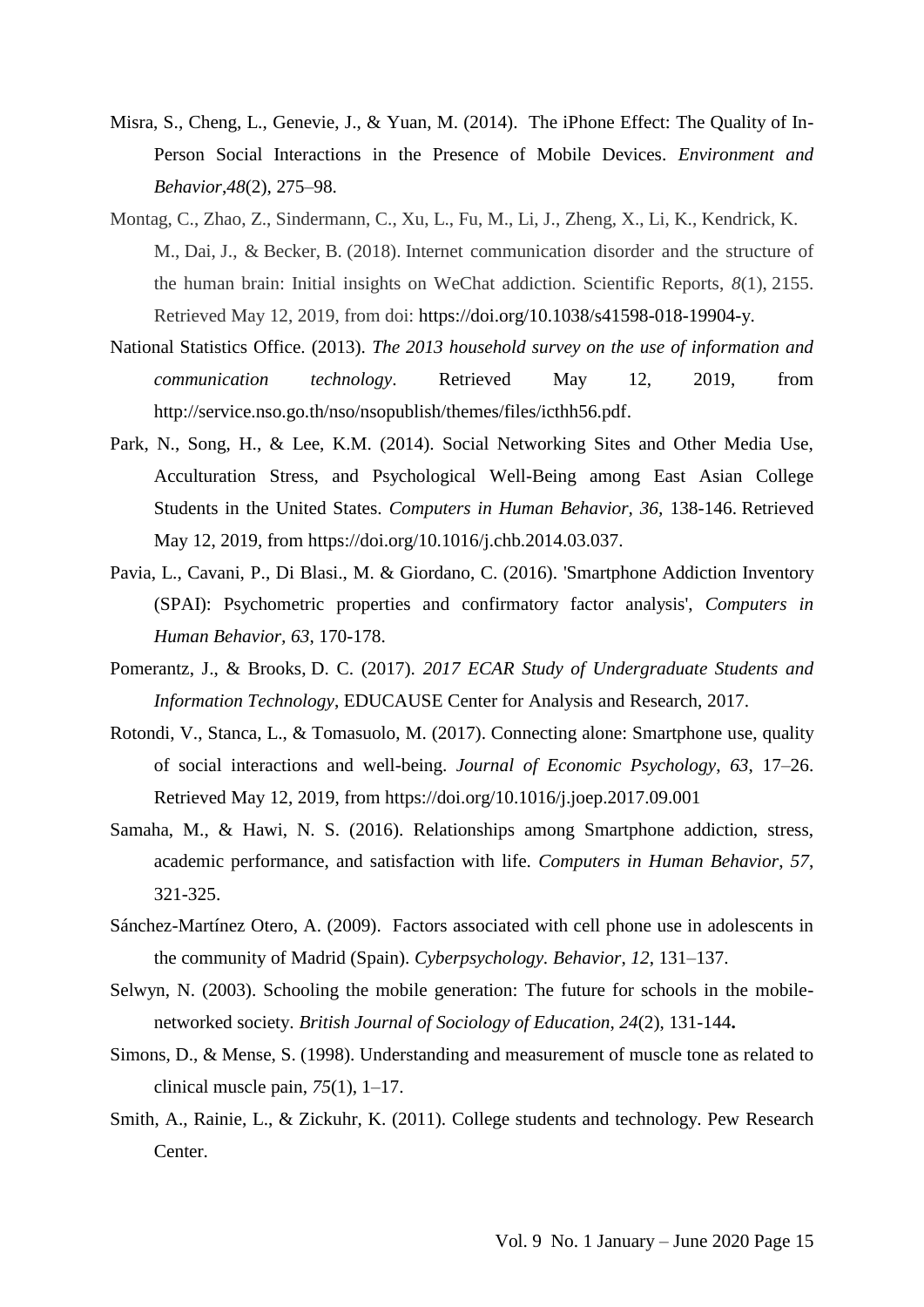Misra, S., Cheng, L., Genevie, J., & Yuan, M. (2014). The iPhone Effect: The Quality of In-Person Social Interactions in the Presence of Mobile Devices. *Environment and Behavior*,*48*(2), 275–98.

Montag, C., Zhao, Z., Sindermann, C., Xu, L., Fu, M., Li, J., Zheng, X., Li, K., Kendrick, K. M., Dai, J., & Becker, B. (2018). Internet communication disorder and the structure of the human brain: Initial insights on WeChat addiction. Scientific Reports, *8*(1), 2155. Retrieved May 12, 2019, from doi: https://doi.org/10.1038/s41598-018-19904-y.

National Statistics Office. (2013). *The 2013 household survey on the use of information and communication technology*. Retrieved May 12, 2019, from http://service.nso.go.th/nso/nsopublish/themes/files/icthh56.pdf.

Park, N., Song, H., & Lee, K.M. (2014). Social Networking Sites and Other Media Use, Acculturation Stress, and Psychological Well-Being among East Asian College Students in the United States. *Computers in Human Behavior, 36*, 138-146. Retrieved May 12, 2019, from https://doi.org/10.1016/j.chb.2014.03.037.

Pavia, L., Cavani, P., Di Blasi., M. & Giordano, C. (2016). 'Smartphone Addiction Inventory (SPAI): Psychometric properties and confirmatory factor analysis', *Computers in Human Behavior*, *63*, 170-178.

Pomerantz, J., & Brooks, D. C. (2017). *2017 ECAR Study of Undergraduate Students and Information Technology*, EDUCAUSE Center for Analysis and Research, 2017.

Rotondi, V., Stanca, L., & Tomasuolo, M. (2017). Connecting alone: Smartphone use, quality of social interactions and well-being. *Journal of Economic Psychology*, *63*, 17–26. Retrieved May 12, 2019, from https://doi.org/10.1016/j.joep.2017.09.001

Samaha, M., & Hawi, N. S. (2016). Relationships among Smartphone addiction, stress, academic performance, and satisfaction with life. *Computers in Human Behavior*, *57*, 321-325.

Sánchez-Martínez Otero, A. (2009). Factors associated with cell phone use in adolescents in the community of Madrid (Spain). *Cyberpsychology. Behavior*, *12*, 131–137.

Selwyn, N. (2003). Schooling the mobile generation: The future for schools in the mobile-networked society. *British Journal of Sociology of Education*, *24*(2), 131-144**.**

Simons, D., & Mense, S. (1998). Understanding and measurement of muscle tone as related to clinical muscle pain, *75*(1), 1–17.

Smith, A., Rainie, L., & Zickuhr, K. (2011). College students and technology. Pew Research Center.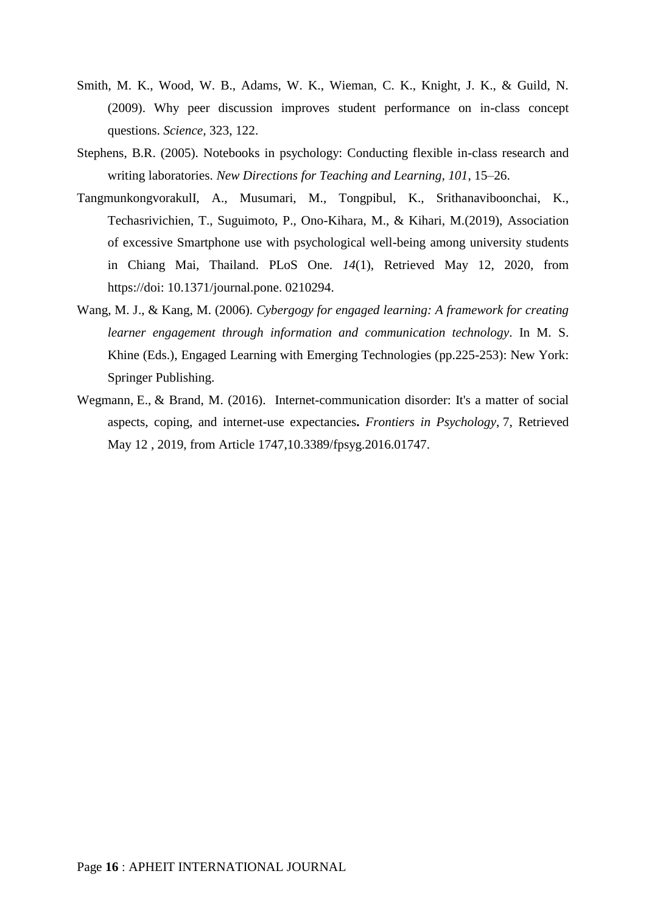Smith, M. K., Wood, W. B., Adams, W. K., Wieman, C. K., Knight, J. K., & Guild, N. (2009). Why peer discussion improves student performance on in-class concept questions. *Science*, 323, 122.

Stephens, B.R. (2005). Notebooks in psychology: Conducting flexible in-class research and writing laboratories. *New Directions for Teaching and Learning, 101*, 15–26.

TangmunkongvorakulI, A., Musumari, M., Tongpibul, K., Srithanaviboonchai, K., Techasrivichien, T., Suguimoto, P., Ono-Kihara, M., & Kihari, M.(2019), Association of excessive Smartphone use with psychological well-being among university students in Chiang Mai, Thailand. PLoS One. *14*(1), Retrieved May 12, 2020, from https://doi: 10.1371/journal.pone. 0210294.

Wang, M. J., & Kang, M. (2006). *Cybergogy for engaged learning: A framework for creating learner engagement through information and communication technology*. In M. S. Khine (Eds.), Engaged Learning with Emerging Technologies (pp.225-253): New York: Springer Publishing.

Wegmann, E., & Brand, M. (2016). Internet-communication disorder: It's a matter of social aspects, coping, and internet-use expectancies**.** *Frontiers in Psychology*, 7, Retrieved May 12 , 2019, from Article 1747,10.3389/fpsyg.2016.01747.